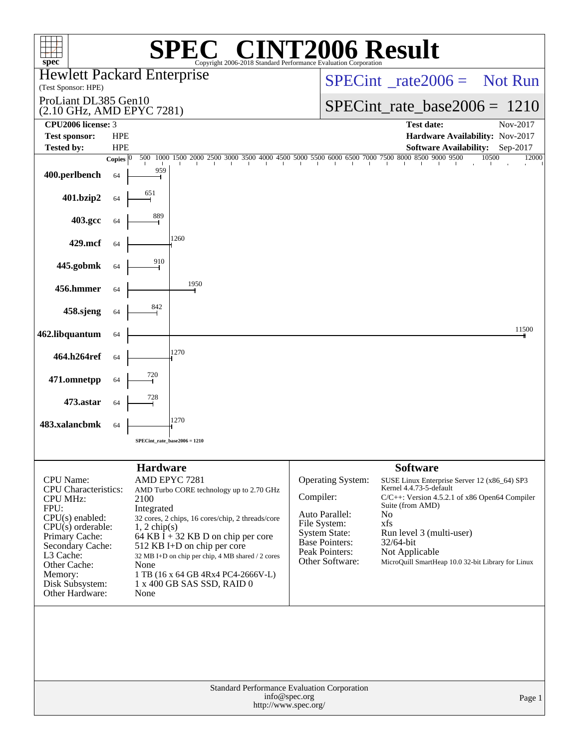# SPEC® CINT2006 Result

Copyright 2006-2018 Standard Performance Evaluation Corporation

**Hewlett Packard Enterprise**
(Test Sponsor: HPE)

ProLiant DL385 Gen10
(2.10 GHz, AMD EPYC 7281)

SPECint_rate2006 = Not Run

SPECint_rate_base2006 = 1210

| | | | |
|---|---|---|---|
| **CPU2006 license:** 3 | | **Test date:** | Nov-2017 |
| **Test sponsor:** | HPE | **Hardware Availability:** | Nov-2017 |
| **Tested by:** | HPE | **Software Availability:** | Sep-2017 |

| Benchmark | Copies | Result |
|---|---|---|
| 400.perlbench | 64 | 959 |
| 401.bzip2 | 64 | 651 |
| 403.gcc | 64 | 889 |
| 429.mcf | 64 | 1260 |
| 445.gobmk | 64 | 910 |
| 456.hmmer | 64 | 1950 |
| 458.sjeng | 64 | 842 |
| 462.libquantum | 64 | 11500 |
| 464.h264ref | 64 | 1270 |
| 471.omnetpp | 64 | 720 |
| 473.astar | 64 | 728 |
| 483.xalancbmk | 64 | 1270 |

SPECint_rate_base2006 = 1210

## Hardware

| | |
|---|---|
| CPU Name: | AMD EPYC 7281 |
| CPU Characteristics: | AMD Turbo CORE technology up to 2.70 GHz |
| CPU MHz: | 2100 |
| FPU: | Integrated |
| CPU(s) enabled: | 32 cores, 2 chips, 16 cores/chip, 2 threads/core |
| CPU(s) orderable: | 1, 2 chip(s) |
| Primary Cache: | 64 KB I + 32 KB D on chip per core |
| Secondary Cache: | 512 KB I+D on chip per core |
| L3 Cache: | 32 MB I+D on chip per chip, 4 MB shared / 2 cores |
| Other Cache: | None |
| Memory: | 1 TB (16 x 64 GB 4Rx4 PC4-2666V-L) |
| Disk Subsystem: | 1 x 400 GB SAS SSD, RAID 0 |
| Other Hardware: | None |

## Software

| | |
|---|---|
| Operating System: | SUSE Linux Enterprise Server 12 (x86_64) SP3 Kernel 4.4.73-5-default |
| Compiler: | C/C++: Version 4.5.2.1 of x86 Open64 Compiler Suite (from AMD) |
| Auto Parallel: | No |
| File System: | xfs |
| System State: | Run level 3 (multi-user) |
| Base Pointers: | 32/64-bit |
| Peak Pointers: | Not Applicable |
| Other Software: | MicroQuill SmartHeap 10.0 32-bit Library for Linux |

Standard Performance Evaluation Corporation
info@spec.org
http://www.spec.org/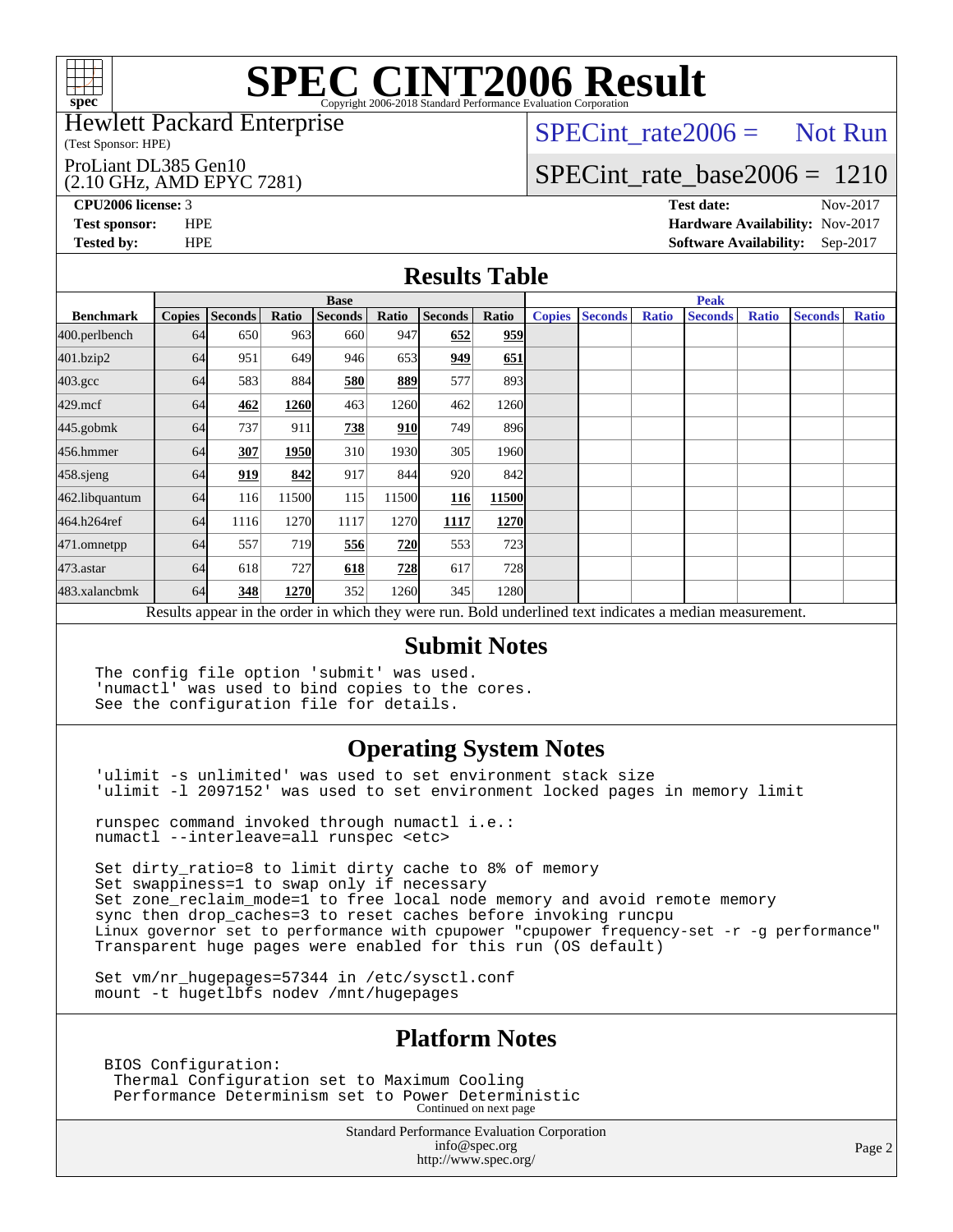# SPEC CINT2006 Result

Copyright 2006-2018 Standard Performance Evaluation Corporation

Hewlett Packard Enterprise
(Test Sponsor: HPE)

ProLiant DL385 Gen10
(2.10 GHz, AMD EPYC 7281)

SPECint_rate2006 = Not Run

SPECint_rate_base2006 = 1210

**CPU2006 license:** 3
**Test sponsor:** HPE
**Tested by:** HPE

**Test date:** Nov-2017
**Hardware Availability:** Nov-2017
**Software Availability:** Sep-2017

## Results Table

| Benchmark | Base | | | | | | | Peak | | | | | | |
|---|---|---|---|---|---|---|---|---|---|---|---|---|---|---|
| | Copies | Seconds | Ratio | Seconds | Ratio | Seconds | Ratio | Copies | Seconds | Ratio | Seconds | Ratio | Seconds | Ratio |
| 400.perlbench | 64 | 650 | 963 | 660 | 947 | **652** | **959** | | | | | | | |
| 401.bzip2 | 64 | 951 | 649 | 946 | 653 | **949** | **651** | | | | | | | |
| 403.gcc | 64 | 583 | 884 | **580** | **889** | 577 | 893 | | | | | | | |
| 429.mcf | 64 | **462** | **1260** | 463 | 1260 | 462 | 1260 | | | | | | | |
| 445.gobmk | 64 | 737 | 911 | **738** | **910** | 749 | 896 | | | | | | | |
| 456.hmmer | 64 | **307** | **1950** | 310 | 1930 | 305 | 1960 | | | | | | | |
| 458.sjeng | 64 | **919** | **842** | 917 | 844 | 920 | 842 | | | | | | | |
| 462.libquantum | 64 | 116 | 11500 | 115 | 11500 | **116** | **11500** | | | | | | | |
| 464.h264ref | 64 | 1116 | 1270 | 1117 | 1270 | **1117** | **1270** | | | | | | | |
| 471.omnetpp | 64 | 557 | 719 | **556** | **720** | 553 | 723 | | | | | | | |
| 473.astar | 64 | 618 | 727 | **618** | **728** | 617 | 728 | | | | | | | |
| 483.xalancbmk | 64 | **348** | **1270** | 352 | 1260 | 345 | 1280 | | | | | | | |

Results appear in the order in which they were run. Bold underlined text indicates a median measurement.

## Submit Notes

```
The config file option 'submit' was used.
'numactl' was used to bind copies to the cores.
See the configuration file for details.
```

## Operating System Notes

```
'ulimit -s unlimited' was used to set environment stack size
'ulimit -l 2097152' was used to set environment locked pages in memory limit

runspec command invoked through numactl i.e.:
numactl --interleave=all runspec <etc>

Set dirty_ratio=8 to limit dirty cache to 8% of memory
Set swappiness=1 to swap only if necessary
Set zone_reclaim_mode=1 to free local node memory and avoid remote memory
sync then drop_caches=3 to reset caches before invoking runcpu
Linux governor set to performance with cpupower "cpupower frequency-set -r -g performance"
Transparent huge pages were enabled for this run (OS default)

Set vm/nr_hugepages=57344 in /etc/sysctl.conf
mount -t hugetlbfs nodev /mnt/hugepages
```

## Platform Notes

```
BIOS Configuration:
 Thermal Configuration set to Maximum Cooling
 Performance Determinism set to Power Deterministic
```

Continued on next page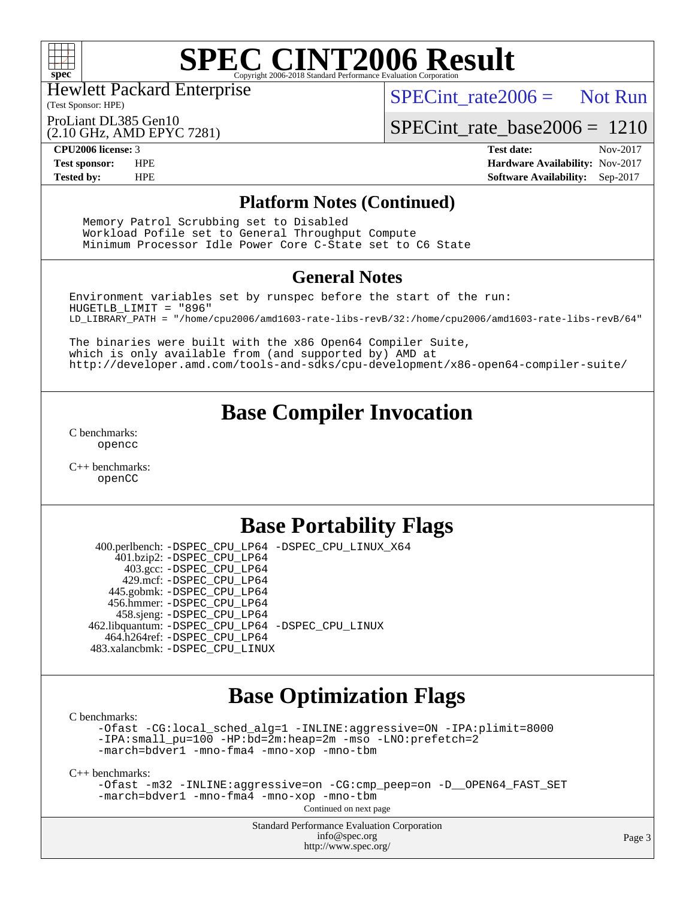# SPEC CINT2006 Result

Copyright 2006-2018 Standard Performance Evaluation Corporation

Hewlett Packard Enterprise
(Test Sponsor: HPE)

ProLiant DL385 Gen10
(2.10 GHz, AMD EPYC 7281)

SPECint_rate2006 = Not Run

SPECint_rate_base2006 = 1210

| | | | |
|---|---|---|---|
| **CPU2006 license:** 3 | | **Test date:** | Nov-2017 |
| **Test sponsor:** | HPE | **Hardware Availability:** | Nov-2017 |
| **Tested by:** | HPE | **Software Availability:** | Sep-2017 |

## Platform Notes (Continued)

```
Memory Patrol Scrubbing set to Disabled
Workload Pofile set to General Throughput Compute
Minimum Processor Idle Power Core C-State set to C6 State
```

## General Notes

```
Environment variables set by runspec before the start of the run:
HUGETLB_LIMIT = "896"
LD_LIBRARY_PATH = "/home/cpu2006/amd1603-rate-libs-revB/32:/home/cpu2006/amd1603-rate-libs-revB/64"

The binaries were built with the x86 Open64 Compiler Suite,
which is only available from (and supported by) AMD at
http://developer.amd.com/tools-and-sdks/cpu-development/x86-open64-compiler-suite/
```

## Base Compiler Invocation

C benchmarks:
opencc

C++ benchmarks:
openCC

## Base Portability Flags

400.perlbench: -DSPEC_CPU_LP64 -DSPEC_CPU_LINUX_X64
401.bzip2: -DSPEC_CPU_LP64
403.gcc: -DSPEC_CPU_LP64
429.mcf: -DSPEC_CPU_LP64
445.gobmk: -DSPEC_CPU_LP64
456.hmmer: -DSPEC_CPU_LP64
458.sjeng: -DSPEC_CPU_LP64
462.libquantum: -DSPEC_CPU_LP64 -DSPEC_CPU_LINUX
464.h264ref: -DSPEC_CPU_LP64
483.xalancbmk: -DSPEC_CPU_LINUX

## Base Optimization Flags

C benchmarks:
-Ofast -CG:local_sched_alg=1 -INLINE:aggressive=ON -IPA:plimit=8000
-IPA:small_pu=100 -HP:bd=2m:heap=2m -mso -LNO:prefetch=2
-march=bdver1 -mno-fma4 -mno-xop -mno-tbm

C++ benchmarks:
-Ofast -m32 -INLINE:aggressive=on -CG:cmp_peep=on -D__OPEN64_FAST_SET
-march=bdver1 -mno-fma4 -mno-xop -mno-tbm

Continued on next page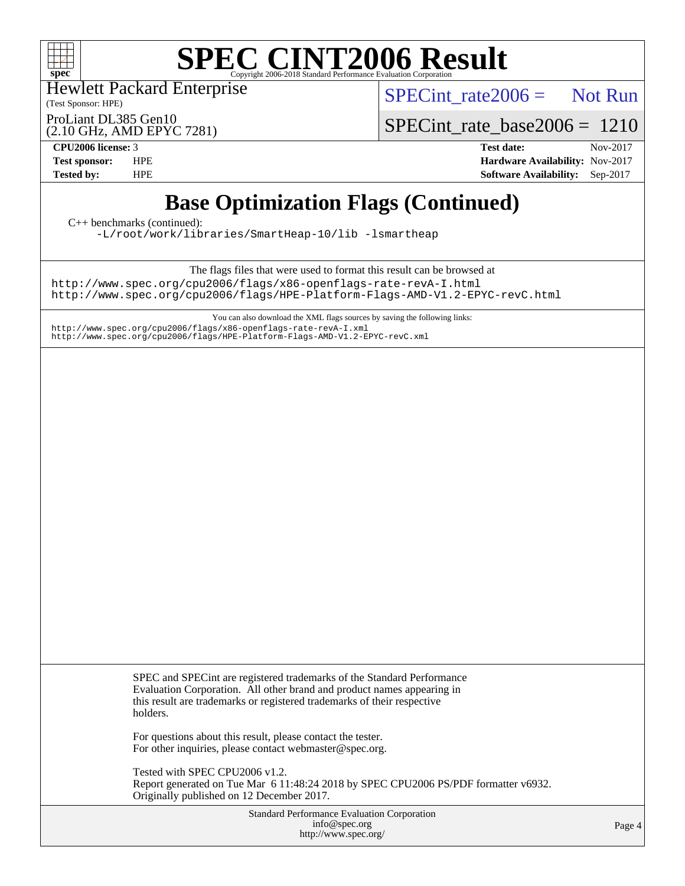# Base Optimization Flags (Continued)

C++ benchmarks (continued):

```
-L/root/work/libraries/SmartHeap-10/lib -lsmartheap
```

The flags files that were used to format this result can be browsed at

http://www.spec.org/cpu2006/flags/x86-openflags-rate-revA-I.html
http://www.spec.org/cpu2006/flags/HPE-Platform-Flags-AMD-V1.2-EPYC-revC.html

You can also download the XML flags sources by saving the following links:

http://www.spec.org/cpu2006/flags/x86-openflags-rate-revA-I.xml
http://www.spec.org/cpu2006/flags/HPE-Platform-Flags-AMD-V1.2-EPYC-revC.xml

SPEC and SPECint are registered trademarks of the Standard Performance Evaluation Corporation. All other brand and product names appearing in this result are trademarks or registered trademarks of their respective holders.

For questions about this result, please contact the tester.
For other inquiries, please contact webmaster@spec.org.

Tested with SPEC CPU2006 v1.2.
Report generated on Tue Mar 6 11:48:24 2018 by SPEC CPU2006 PS/PDF formatter v6932.
Originally published on 12 December 2017.